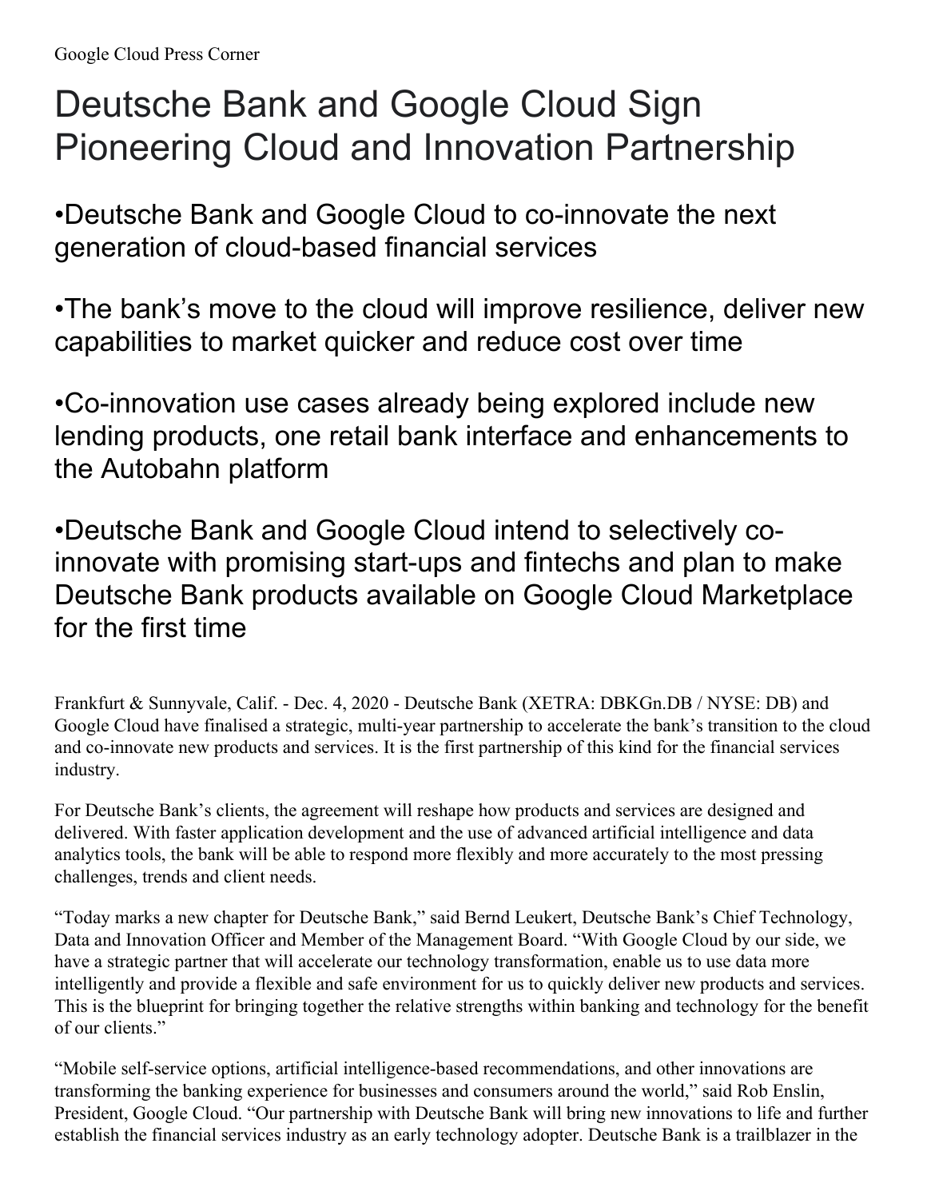Google Cloud Press Corner

# Deutsche Bank and Google Cloud Sign Pioneering Cloud and Innovation Partnership

- Deutsche Bank and Google Cloud to co-innovate the next generation of cloud-based financial services

- The bank's move to the cloud will improve resilience, deliver new capabilities to market quicker and reduce cost over time

- Co-innovation use cases already being explored include new lending products, one retail bank interface and enhancements to the Autobahn platform

- Deutsche Bank and Google Cloud intend to selectively co-innovate with promising start-ups and fintechs and plan to make Deutsche Bank products available on Google Cloud Marketplace for the first time

Frankfurt & Sunnyvale, Calif. - Dec. 4, 2020 - Deutsche Bank (XETRA: DBKGn.DB / NYSE: DB) and Google Cloud have finalised a strategic, multi-year partnership to accelerate the bank's transition to the cloud and co-innovate new products and services. It is the first partnership of this kind for the financial services industry.

For Deutsche Bank's clients, the agreement will reshape how products and services are designed and delivered. With faster application development and the use of advanced artificial intelligence and data analytics tools, the bank will be able to respond more flexibly and more accurately to the most pressing challenges, trends and client needs.

"Today marks a new chapter for Deutsche Bank," said Bernd Leukert, Deutsche Bank's Chief Technology, Data and Innovation Officer and Member of the Management Board. "With Google Cloud by our side, we have a strategic partner that will accelerate our technology transformation, enable us to use data more intelligently and provide a flexible and safe environment for us to quickly deliver new products and services. This is the blueprint for bringing together the relative strengths within banking and technology for the benefit of our clients."

"Mobile self-service options, artificial intelligence-based recommendations, and other innovations are transforming the banking experience for businesses and consumers around the world," said Rob Enslin, President, Google Cloud. "Our partnership with Deutsche Bank will bring new innovations to life and further establish the financial services industry as an early technology adopter. Deutsche Bank is a trailblazer in the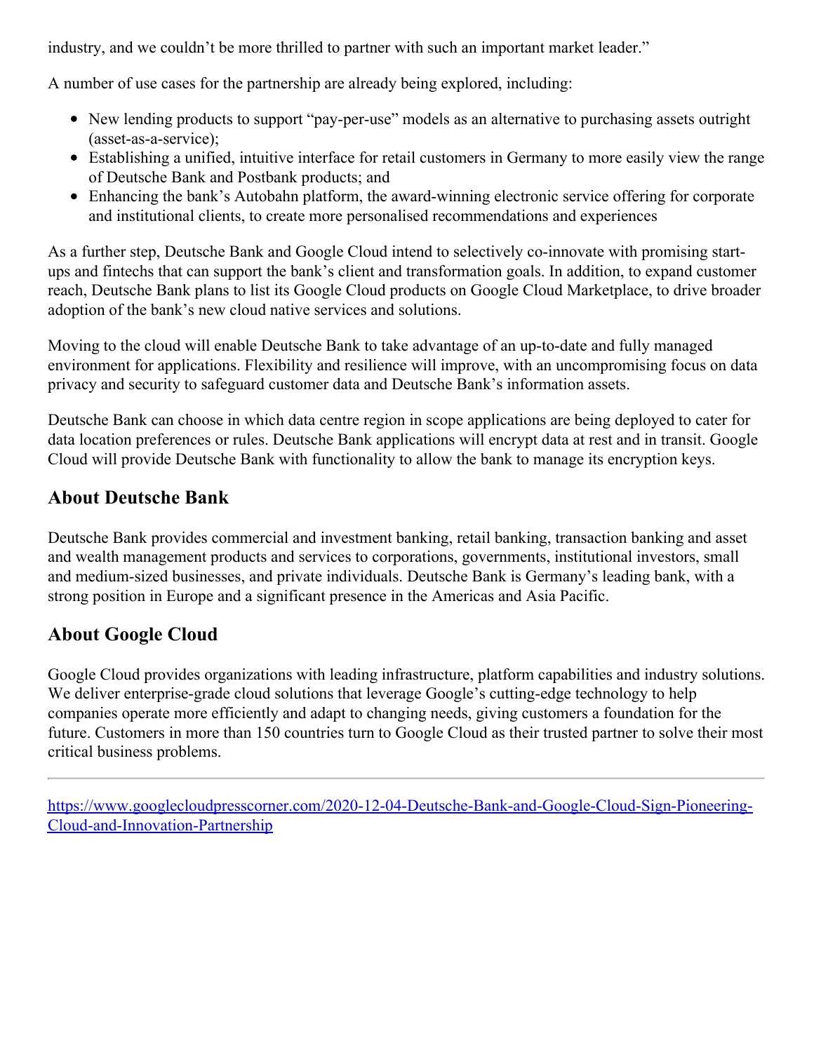industry, and we couldn't be more thrilled to partner with such an important market leader."

A number of use cases for the partnership are already being explored, including:

- New lending products to support "pay-per-use" models as an alternative to purchasing assets outright (asset-as-a-service);
- Establishing a unified, intuitive interface for retail customers in Germany to more easily view the range of Deutsche Bank and Postbank products; and
- Enhancing the bank's Autobahn platform, the award-winning electronic service offering for corporate and institutional clients, to create more personalised recommendations and experiences

As a further step, Deutsche Bank and Google Cloud intend to selectively co-innovate with promising start-ups and fintechs that can support the bank's client and transformation goals. In addition, to expand customer reach, Deutsche Bank plans to list its Google Cloud products on Google Cloud Marketplace, to drive broader adoption of the bank's new cloud native services and solutions.

Moving to the cloud will enable Deutsche Bank to take advantage of an up-to-date and fully managed environment for applications. Flexibility and resilience will improve, with an uncompromising focus on data privacy and security to safeguard customer data and Deutsche Bank's information assets.

Deutsche Bank can choose in which data centre region in scope applications are being deployed to cater for data location preferences or rules. Deutsche Bank applications will encrypt data at rest and in transit. Google Cloud will provide Deutsche Bank with functionality to allow the bank to manage its encryption keys.

## About Deutsche Bank

Deutsche Bank provides commercial and investment banking, retail banking, transaction banking and asset and wealth management products and services to corporations, governments, institutional investors, small and medium-sized businesses, and private individuals. Deutsche Bank is Germany's leading bank, with a strong position in Europe and a significant presence in the Americas and Asia Pacific.

## About Google Cloud

Google Cloud provides organizations with leading infrastructure, platform capabilities and industry solutions. We deliver enterprise-grade cloud solutions that leverage Google's cutting-edge technology to help companies operate more efficiently and adapt to changing needs, giving customers a foundation for the future. Customers in more than 150 countries turn to Google Cloud as their trusted partner to solve their most critical business problems.

---

https://www.googlecloudpresscorner.com/2020-12-04-Deutsche-Bank-and-Google-Cloud-Sign-Pioneering-Cloud-and-Innovation-Partnership